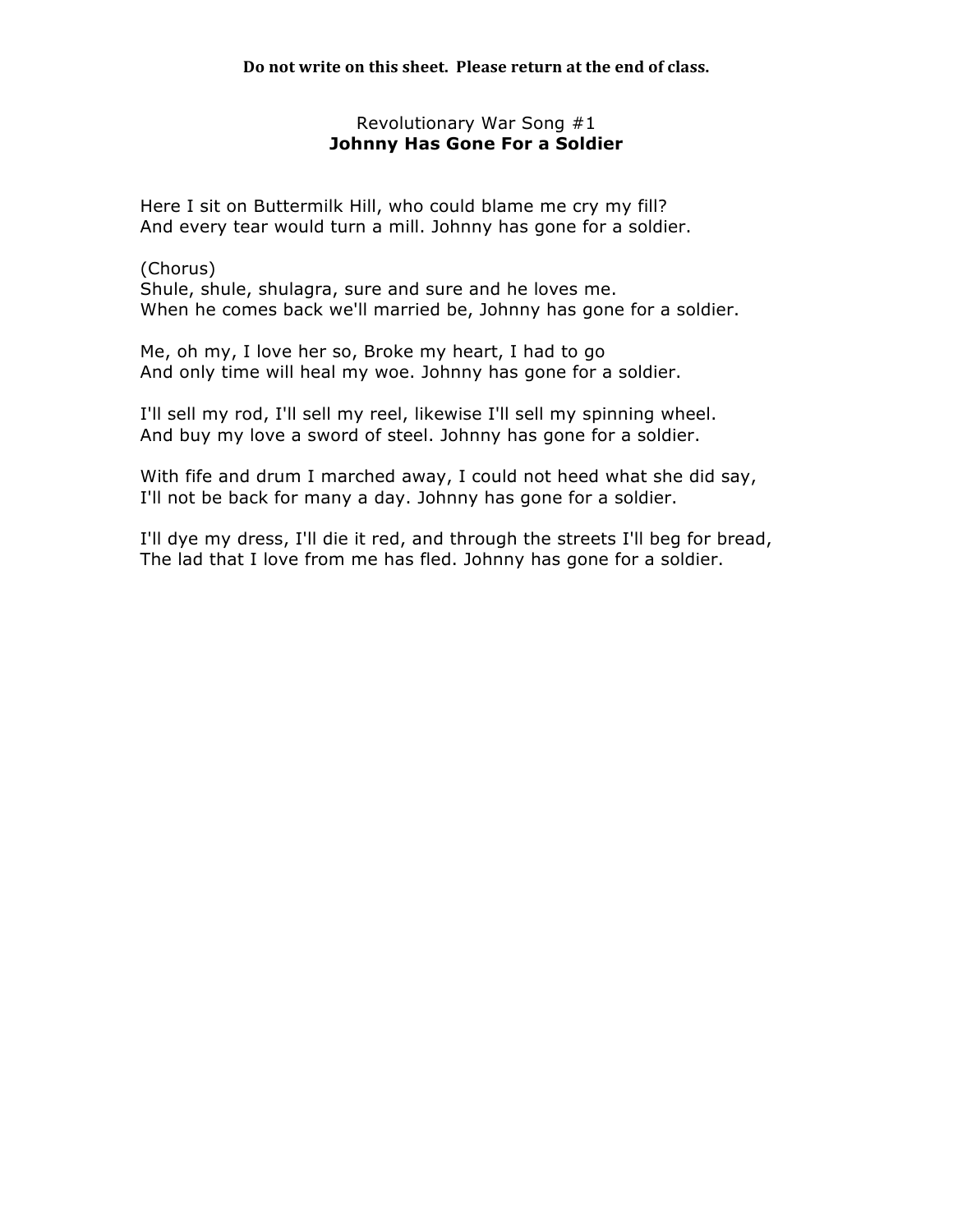**Do not write on this sheet. Please return at the end of class.**

Revolutionary War Song #1

## Johnny Has Gone For a Soldier

Here I sit on Buttermilk Hill, who could blame me cry my fill?
And every tear would turn a mill. Johnny has gone for a soldier.

(Chorus)
Shule, shule, shulagra, sure and sure and he loves me.
When he comes back we'll married be, Johnny has gone for a soldier.

Me, oh my, I love her so, Broke my heart, I had to go
And only time will heal my woe. Johnny has gone for a soldier.

I'll sell my rod, I'll sell my reel, likewise I'll sell my spinning wheel.
And buy my love a sword of steel. Johnny has gone for a soldier.

With fife and drum I marched away, I could not heed what she did say,
I'll not be back for many a day. Johnny has gone for a soldier.

I'll dye my dress, I'll die it red, and through the streets I'll beg for bread,
The lad that I love from me has fled. Johnny has gone for a soldier.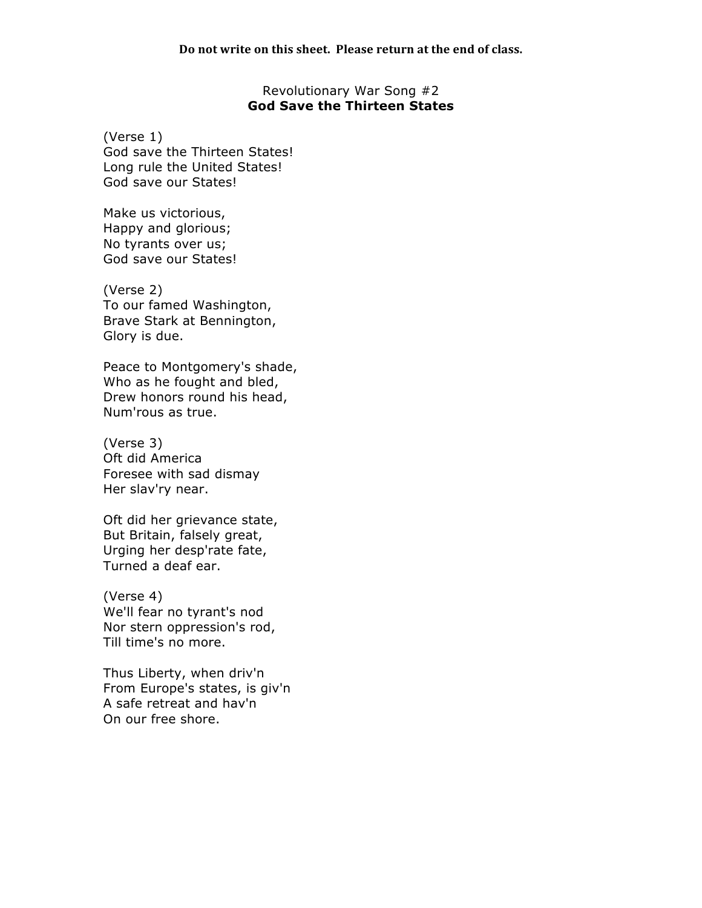**Do not write on this sheet. Please return at the end of class.**

Revolutionary War Song #2

## God Save the Thirteen States

(Verse 1)
God save the Thirteen States!
Long rule the United States!
God save our States!

Make us victorious,
Happy and glorious;
No tyrants over us;
God save our States!

(Verse 2)
To our famed Washington,
Brave Stark at Bennington,
Glory is due.

Peace to Montgomery's shade,
Who as he fought and bled,
Drew honors round his head,
Num'rous as true.

(Verse 3)
Oft did America
Foresee with sad dismay
Her slav'ry near.

Oft did her grievance state,
But Britain, falsely great,
Urging her desp'rate fate,
Turned a deaf ear.

(Verse 4)
We'll fear no tyrant's nod
Nor stern oppression's rod,
Till time's no more.

Thus Liberty, when driv'n
From Europe's states, is giv'n
A safe retreat and hav'n
On our free shore.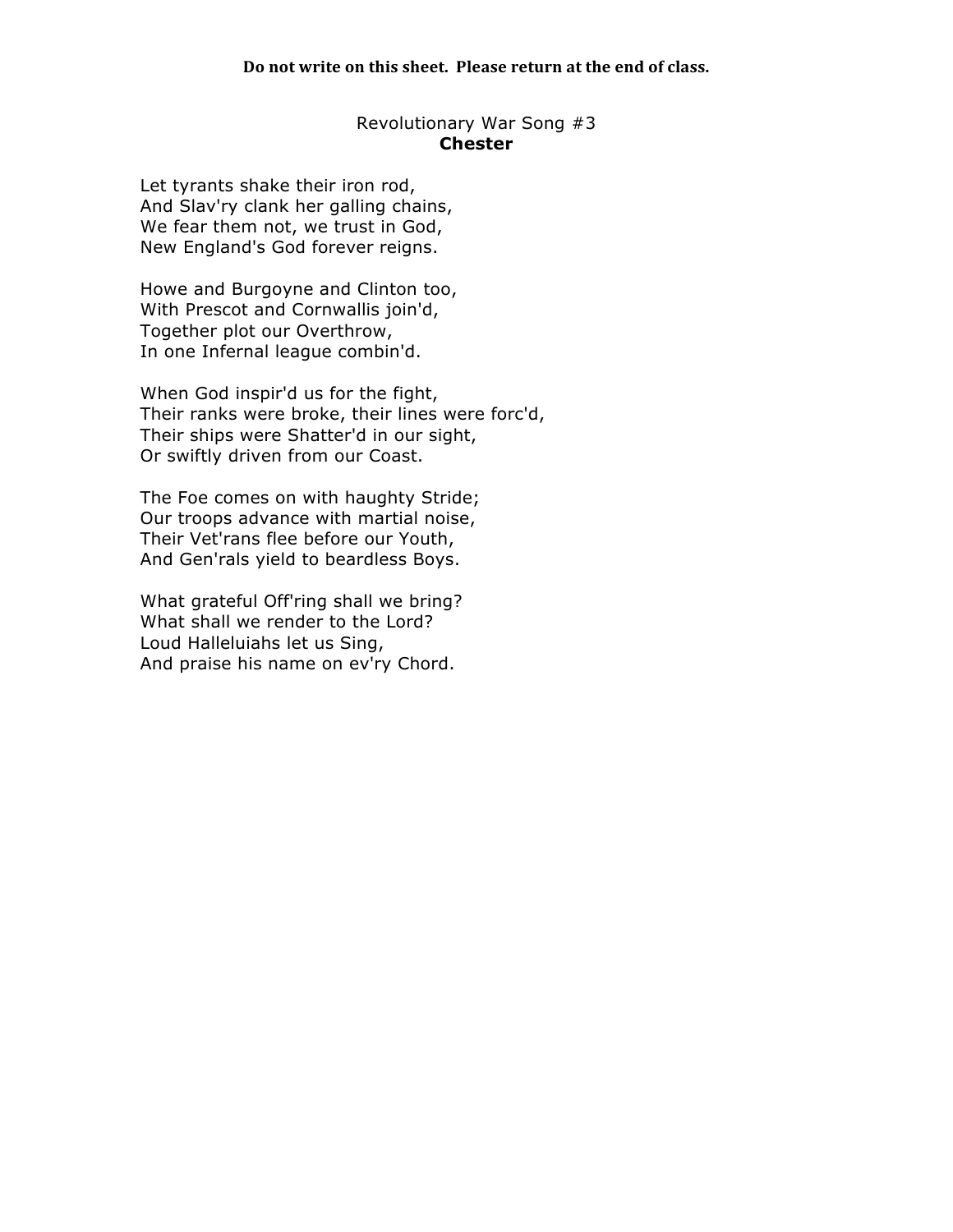**Do not write on this sheet. Please return at the end of class.**

Revolutionary War Song #3

## Chester

Let tyrants shake their iron rod,
And Slav'ry clank her galling chains,
We fear them not, we trust in God,
New England's God forever reigns.

Howe and Burgoyne and Clinton too,
With Prescot and Cornwallis join'd,
Together plot our Overthrow,
In one Infernal league combin'd.

When God inspir'd us for the fight,
Their ranks were broke, their lines were forc'd,
Their ships were Shatter'd in our sight,
Or swiftly driven from our Coast.

The Foe comes on with haughty Stride;
Our troops advance with martial noise,
Their Vet'rans flee before our Youth,
And Gen'rals yield to beardless Boys.

What grateful Off'ring shall we bring?
What shall we render to the Lord?
Loud Halleluiahs let us Sing,
And praise his name on ev'ry Chord.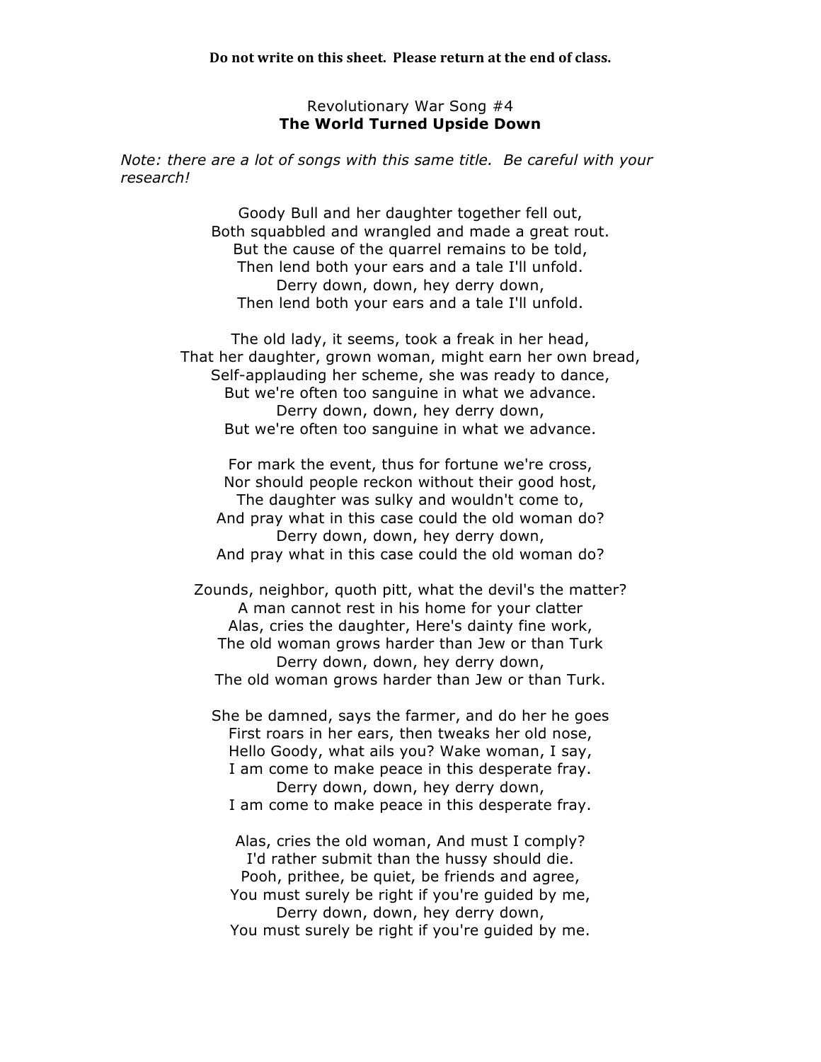**Do not write on this sheet. Please return at the end of class.**

Revolutionary War Song #4

**The World Turned Upside Down**

*Note: there are a lot of songs with this same title. Be careful with your research!*

Goody Bull and her daughter together fell out,
Both squabbled and wrangled and made a great rout.
But the cause of the quarrel remains to be told,
Then lend both your ears and a tale I'll unfold.
Derry down, down, hey derry down,
Then lend both your ears and a tale I'll unfold.

The old lady, it seems, took a freak in her head,
That her daughter, grown woman, might earn her own bread,
Self-applauding her scheme, she was ready to dance,
But we're often too sanguine in what we advance.
Derry down, down, hey derry down,
But we're often too sanguine in what we advance.

For mark the event, thus for fortune we're cross,
Nor should people reckon without their good host,
The daughter was sulky and wouldn't come to,
And pray what in this case could the old woman do?
Derry down, down, hey derry down,
And pray what in this case could the old woman do?

Zounds, neighbor, quoth pitt, what the devil's the matter?
A man cannot rest in his home for your clatter
Alas, cries the daughter, Here's dainty fine work,
The old woman grows harder than Jew or than Turk
Derry down, down, hey derry down,
The old woman grows harder than Jew or than Turk.

She be damned, says the farmer, and do her he goes
First roars in her ears, then tweaks her old nose,
Hello Goody, what ails you? Wake woman, I say,
I am come to make peace in this desperate fray.
Derry down, down, hey derry down,
I am come to make peace in this desperate fray.

Alas, cries the old woman, And must I comply?
I'd rather submit than the hussy should die.
Pooh, prithee, be quiet, be friends and agree,
You must surely be right if you're guided by me,
Derry down, down, hey derry down,
You must surely be right if you're guided by me.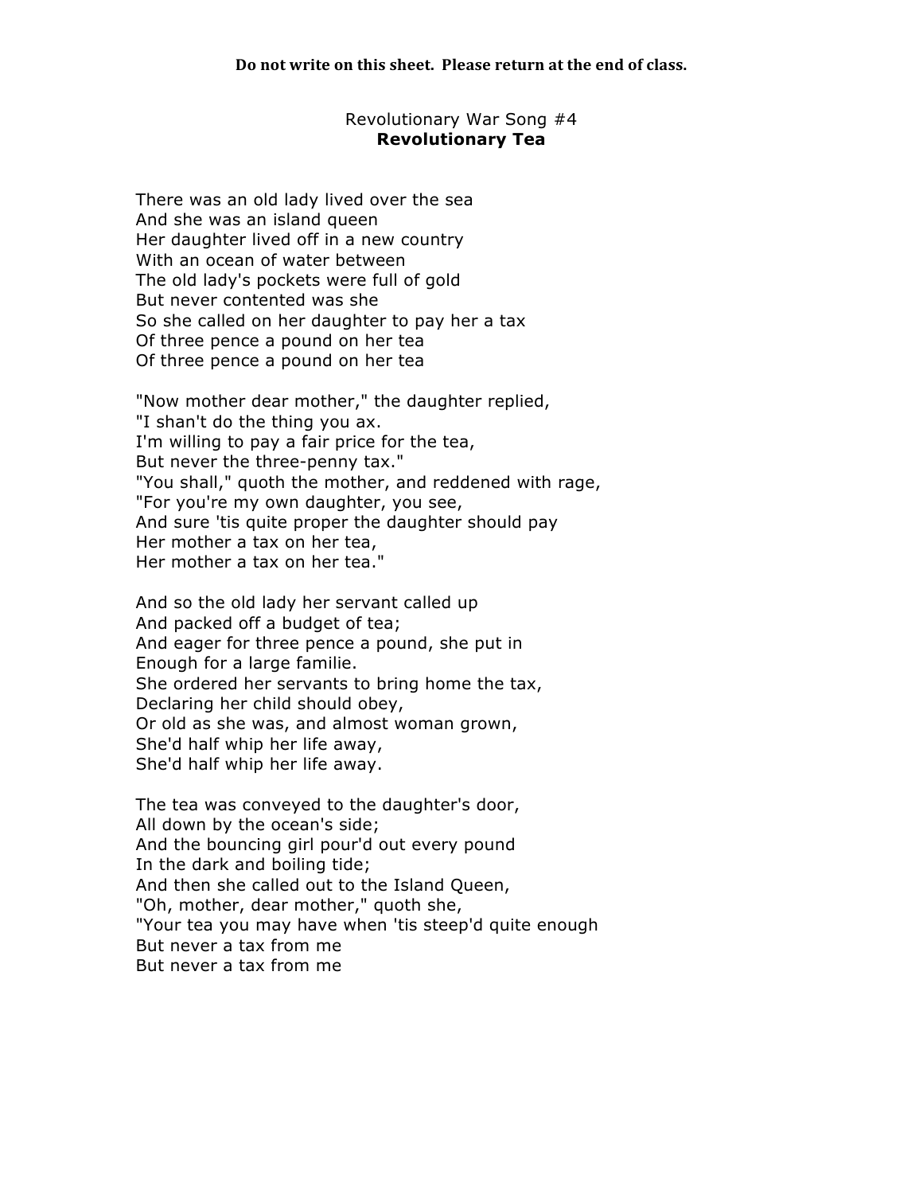**Do not write on this sheet. Please return at the end of class.**

Revolutionary War Song #4

## Revolutionary Tea

There was an old lady lived over the sea  
And she was an island queen  
Her daughter lived off in a new country  
With an ocean of water between  
The old lady's pockets were full of gold  
But never contented was she  
So she called on her daughter to pay her a tax  
Of three pence a pound on her tea  
Of three pence a pound on her tea

"Now mother dear mother," the daughter replied,  
"I shan't do the thing you ax.  
I'm willing to pay a fair price for the tea,  
But never the three-penny tax."  
"You shall," quoth the mother, and reddened with rage,  
"For you're my own daughter, you see,  
And sure 'tis quite proper the daughter should pay  
Her mother a tax on her tea,  
Her mother a tax on her tea."

And so the old lady her servant called up  
And packed off a budget of tea;  
And eager for three pence a pound, she put in  
Enough for a large familie.  
She ordered her servants to bring home the tax,  
Declaring her child should obey,  
Or old as she was, and almost woman grown,  
She'd half whip her life away,  
She'd half whip her life away.

The tea was conveyed to the daughter's door,  
All down by the ocean's side;  
And the bouncing girl pour'd out every pound  
In the dark and boiling tide;  
And then she called out to the Island Queen,  
"Oh, mother, dear mother," quoth she,  
"Your tea you may have when 'tis steep'd quite enough  
But never a tax from me  
But never a tax from me